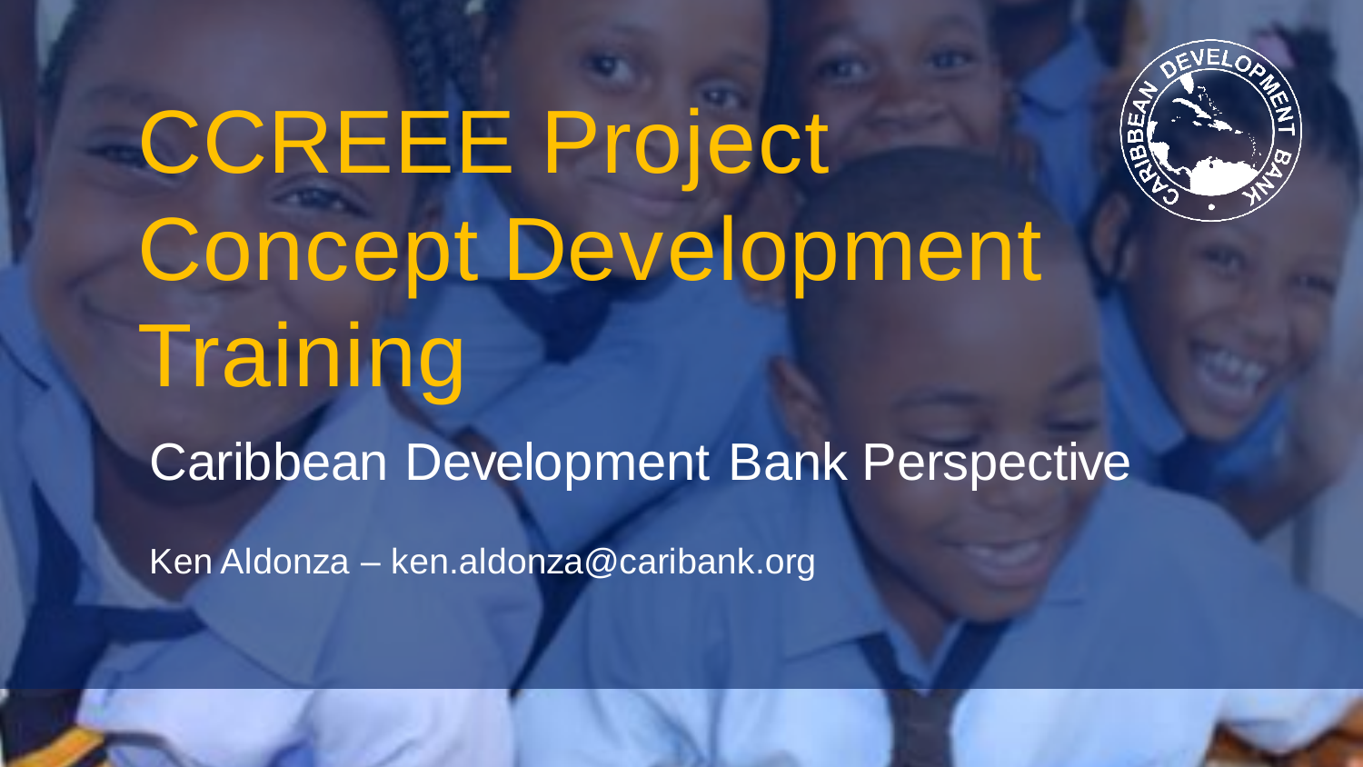# CCREEE Project Concept Development Training

## Caribbean Development Bank Perspective

Ken Aldonza – ken.aldonza@caribank.org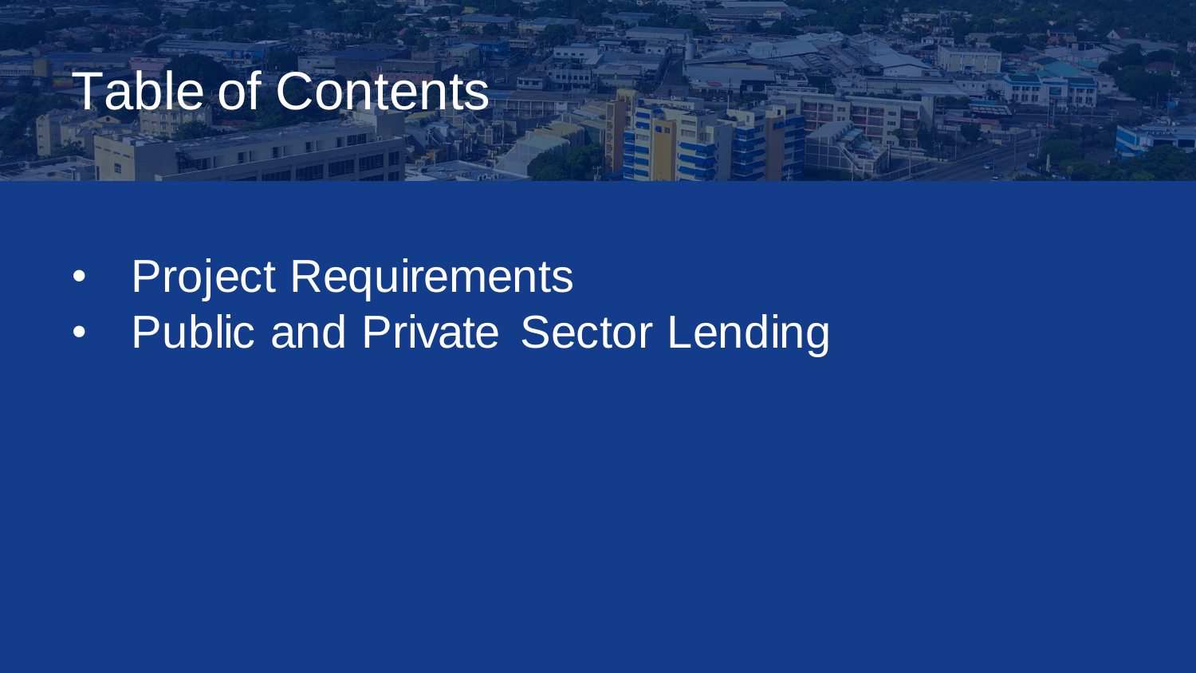# Table of Contents

- Project Requirements
- Public and Private Sector Lending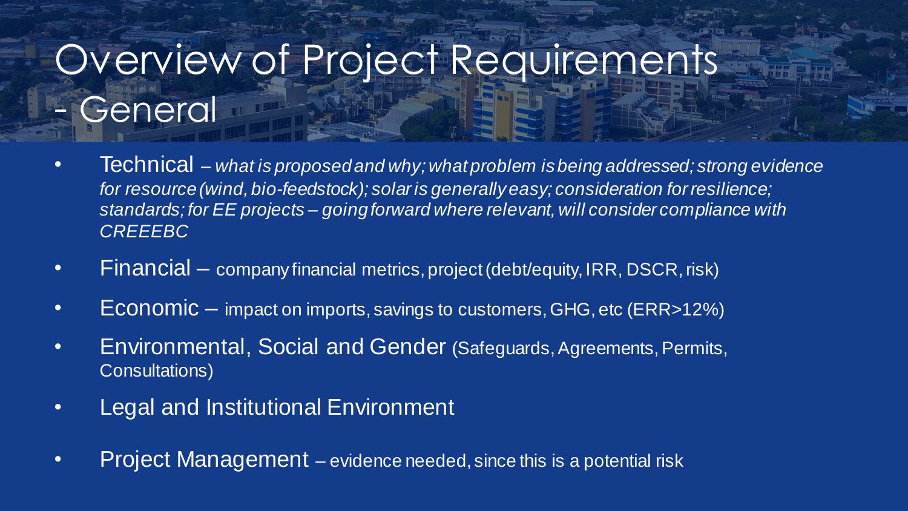# Overview of Project Requirements - General

- Technical – *what is proposed and why; what problem is being addressed; strong evidence for resource (wind, bio-feedstock); solar is generally easy; consideration for resilience; standards; for EE projects – going forward where relevant, will consider compliance with CREEEBC*
- Financial – company financial metrics, project (debt/equity, IRR, DSCR, risk)
- Economic – impact on imports, savings to customers, GHG, etc (ERR>12%)
- Environmental, Social and Gender (Safeguards, Agreements, Permits, Consultations)
- Legal and Institutional Environment
- Project Management – evidence needed, since this is a potential risk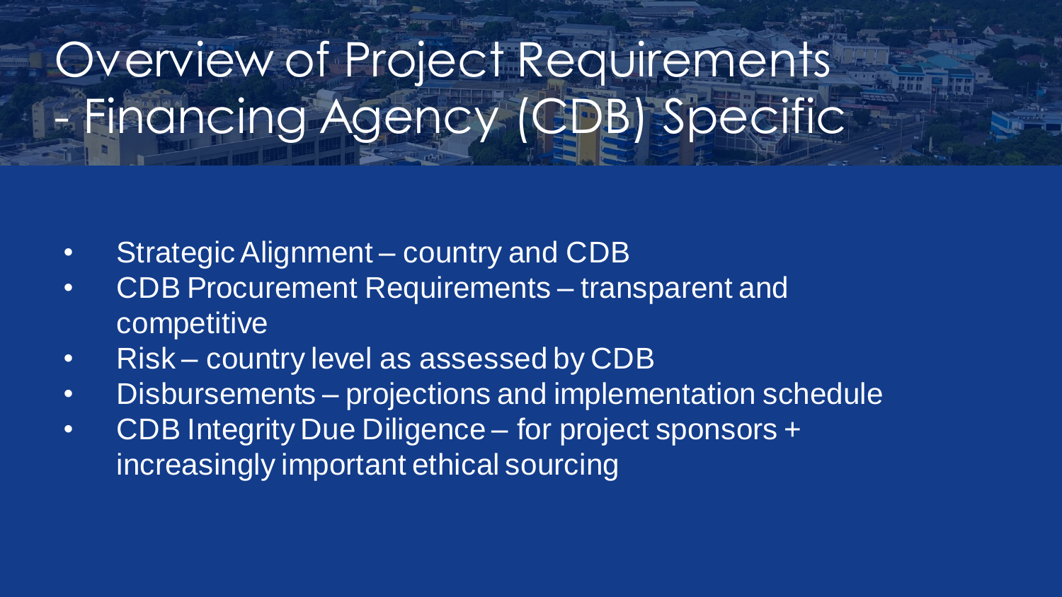# Overview of Project Requirements - Financing Agency (CDB) Specific

- Strategic Alignment – country and CDB
- CDB Procurement Requirements – transparent and competitive
- Risk – country level as assessed by CDB
- Disbursements – projections and implementation schedule
- CDB Integrity Due Diligence – for project sponsors + increasingly important ethical sourcing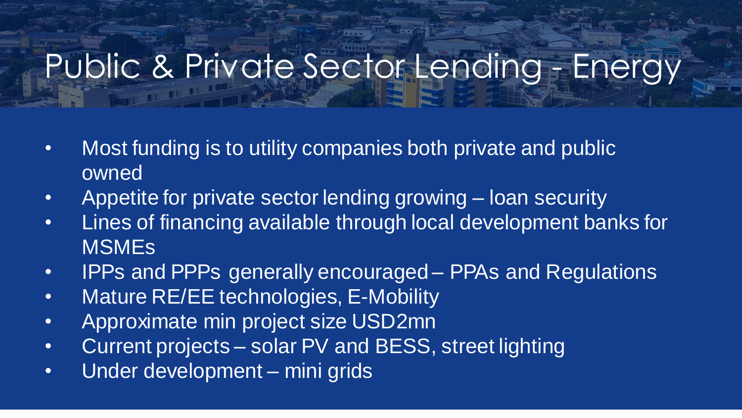# Public & Private Sector Lending - Energy

- Most funding is to utility companies both private and public owned
- Appetite for private sector lending growing – loan security
- Lines of financing available through local development banks for MSMEs
- IPPs and PPPs generally encouraged – PPAs and Regulations
- Mature RE/EE technologies, E-Mobility
- Approximate min project size USD2mn
- Current projects – solar PV and BESS, street lighting
- Under development – mini grids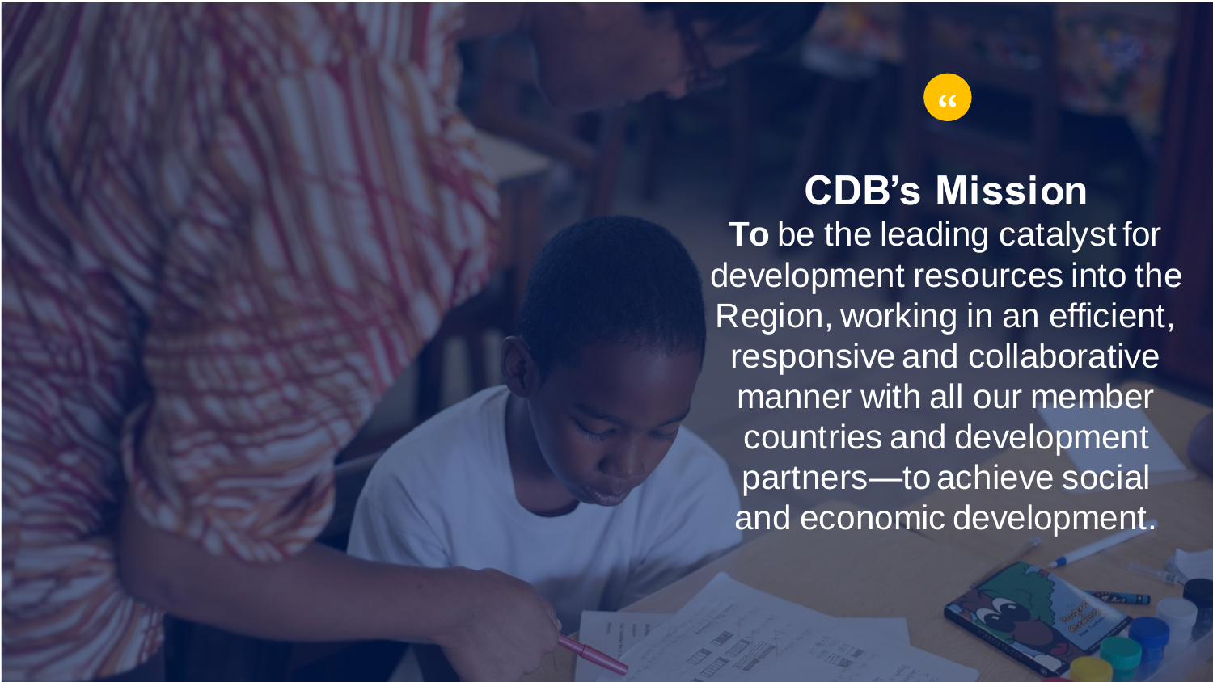## CDB's Mission

**To** be the leading catalyst for development resources into the Region, working in an efficient, responsive and collaborative manner with all our member countries and development partners—to achieve social and economic development.